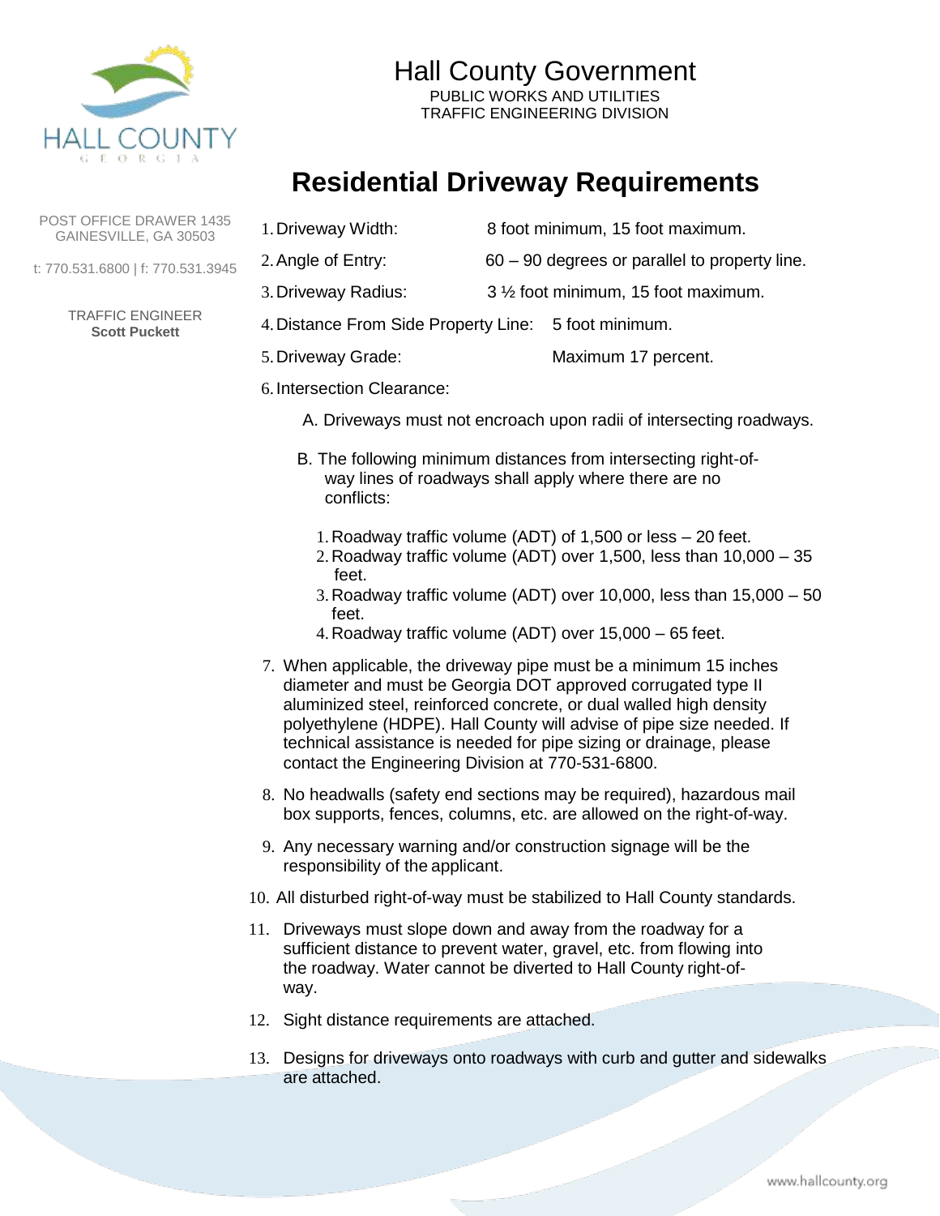# Hall County Government

PUBLIC WORKS AND UTILITIES
TRAFFIC ENGINEERING DIVISION

POST OFFICE DRAWER 1435
GAINESVILLE, GA 30503

t: 770.531.6800 | f: 770.531.3945

TRAFFIC ENGINEER
**Scott Puckett**

## Residential Driveway Requirements

1. Driveway Width: 8 foot minimum, 15 foot maximum.
2. Angle of Entry: 60 – 90 degrees or parallel to property line.
3. Driveway Radius: 3 ½ foot minimum, 15 foot maximum.
4. Distance From Side Property Line: 5 foot minimum.
5. Driveway Grade: Maximum 17 percent.
6. Intersection Clearance:

   A. Driveways must not encroach upon radii of intersecting roadways.

   B. The following minimum distances from intersecting right-of-way lines of roadways shall apply where there are no conflicts:

      1. Roadway traffic volume (ADT) of 1,500 or less – 20 feet.
      2. Roadway traffic volume (ADT) over 1,500, less than 10,000 – 35 feet.
      3. Roadway traffic volume (ADT) over 10,000, less than 15,000 – 50 feet.
      4. Roadway traffic volume (ADT) over 15,000 – 65 feet.

7. When applicable, the driveway pipe must be a minimum 15 inches diameter and must be Georgia DOT approved corrugated type II aluminized steel, reinforced concrete, or dual walled high density polyethylene (HDPE). Hall County will advise of pipe size needed. If technical assistance is needed for pipe sizing or drainage, please contact the Engineering Division at 770-531-6800.
8. No headwalls (safety end sections may be required), hazardous mail box supports, fences, columns, etc. are allowed on the right-of-way.
9. Any necessary warning and/or construction signage will be the responsibility of the applicant.
10. All disturbed right-of-way must be stabilized to Hall County standards.
11. Driveways must slope down and away from the roadway for a sufficient distance to prevent water, gravel, etc. from flowing into the roadway. Water cannot be diverted to Hall County right-of-way.
12. Sight distance requirements are attached.
13. Designs for driveways onto roadways with curb and gutter and sidewalks are attached.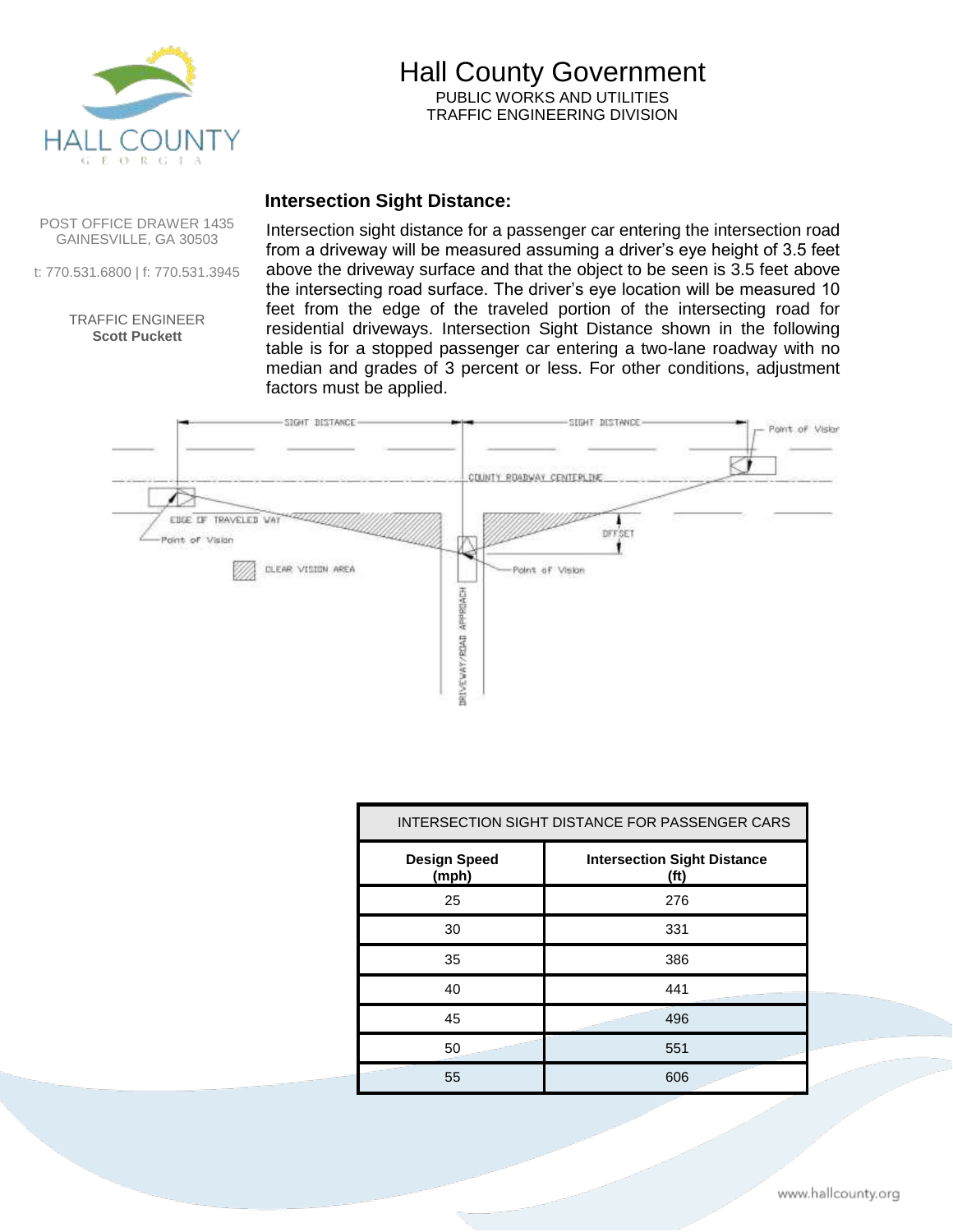# Hall County Government

PUBLIC WORKS AND UTILITIES
TRAFFIC ENGINEERING DIVISION

POST OFFICE DRAWER 1435
GAINESVILLE, GA 30503

t: 770.531.6800 | f: 770.531.3945

TRAFFIC ENGINEER
**Scott Puckett**

### Intersection Sight Distance:

Intersection sight distance for a passenger car entering the intersection road from a driveway will be measured assuming a driver's eye height of 3.5 feet above the driveway surface and that the object to be seen is 3.5 feet above the intersecting road surface. The driver's eye location will be measured 10 feet from the edge of the traveled portion of the intersecting road for residential driveways. Intersection Sight Distance shown in the following table is for a stopped passenger car entering a two-lane roadway with no median and grades of 3 percent or less. For other conditions, adjustment factors must be applied.

SIGHT DISTANCE — SIGHT DISTANCE — Point of Vision — COUNTY ROADWAY CENTERLINE — EDGE OF TRAVELED WAY — Point of Vision — OFFSET — Point of Vision — CLEAR VISION AREA — DRIVEWAY/ROAD APPROACH

| INTERSECTION SIGHT DISTANCE FOR PASSENGER CARS | |
|---|---|
| **Design Speed (mph)** | **Intersection Sight Distance (ft)** |
| 25 | 276 |
| 30 | 331 |
| 35 | 386 |
| 40 | 441 |
| 45 | 496 |
| 50 | 551 |
| 55 | 606 |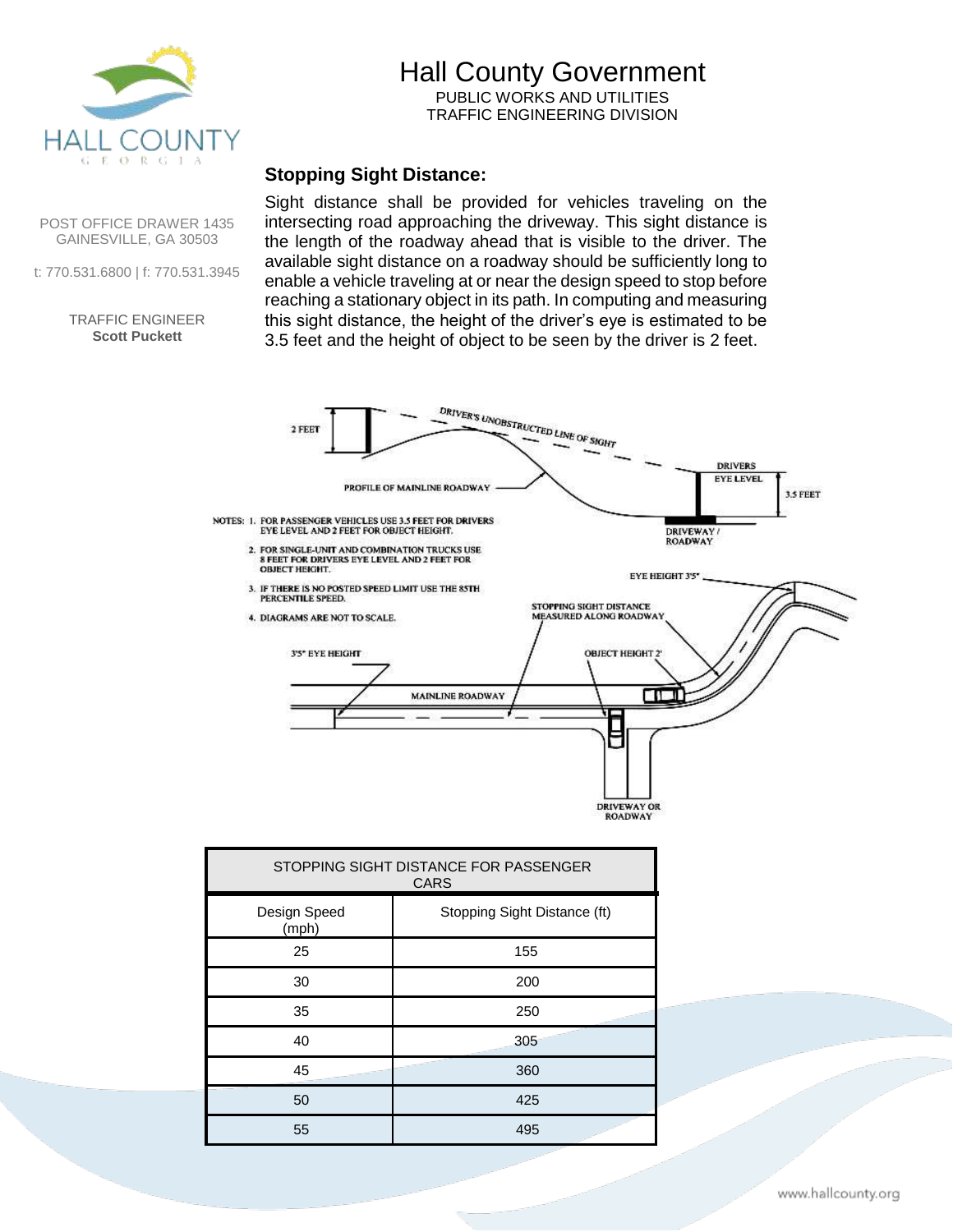# Hall County Government

PUBLIC WORKS AND UTILITIES
TRAFFIC ENGINEERING DIVISION

POST OFFICE DRAWER 1435
GAINESVILLE, GA 30503

t: 770.531.6800 | f: 770.531.3945

TRAFFIC ENGINEER
**Scott Puckett**

## Stopping Sight Distance:

Sight distance shall be provided for vehicles traveling on the intersecting road approaching the driveway. This sight distance is the length of the roadway ahead that is visible to the driver. The available sight distance on a roadway should be sufficiently long to enable a vehicle traveling at or near the design speed to stop before reaching a stationary object in its path. In computing and measuring this sight distance, the height of the driver's eye is estimated to be 3.5 feet and the height of object to be seen by the driver is 2 feet.

2 FEET

DRIVER'S UNOBSTRUCTED LINE OF SIGHT

DRIVERS EYE LEVEL

3.5 FEET

PROFILE OF MAINLINE ROADWAY

DRIVEWAY / ROADWAY

NOTES:
1. FOR PASSENGER VEHICLES USE 3.5 FEET FOR DRIVERS EYE LEVEL AND 2 FEET FOR OBJECT HEIGHT.
2. FOR SINGLE-UNIT AND COMBINATION TRUCKS USE 8 FEET FOR DRIVERS EYE LEVEL AND 2 FEET FOR OBJECT HEIGHT.
3. IF THERE IS NO POSTED SPEED LIMIT USE THE 85TH PERCENTILE SPEED.
4. DIAGRAMS ARE NOT TO SCALE.

EYE HEIGHT 3'5"

STOPPING SIGHT DISTANCE MEASURED ALONG ROADWAY

3'5" EYE HEIGHT

OBJECT HEIGHT 2'

MAINLINE ROADWAY

DRIVEWAY OR ROADWAY

| STOPPING SIGHT DISTANCE FOR PASSENGER CARS | |
|---|---|
| Design Speed (mph) | Stopping Sight Distance (ft) |
| 25 | 155 |
| 30 | 200 |
| 35 | 250 |
| 40 | 305 |
| 45 | 360 |
| 50 | 425 |
| 55 | 495 |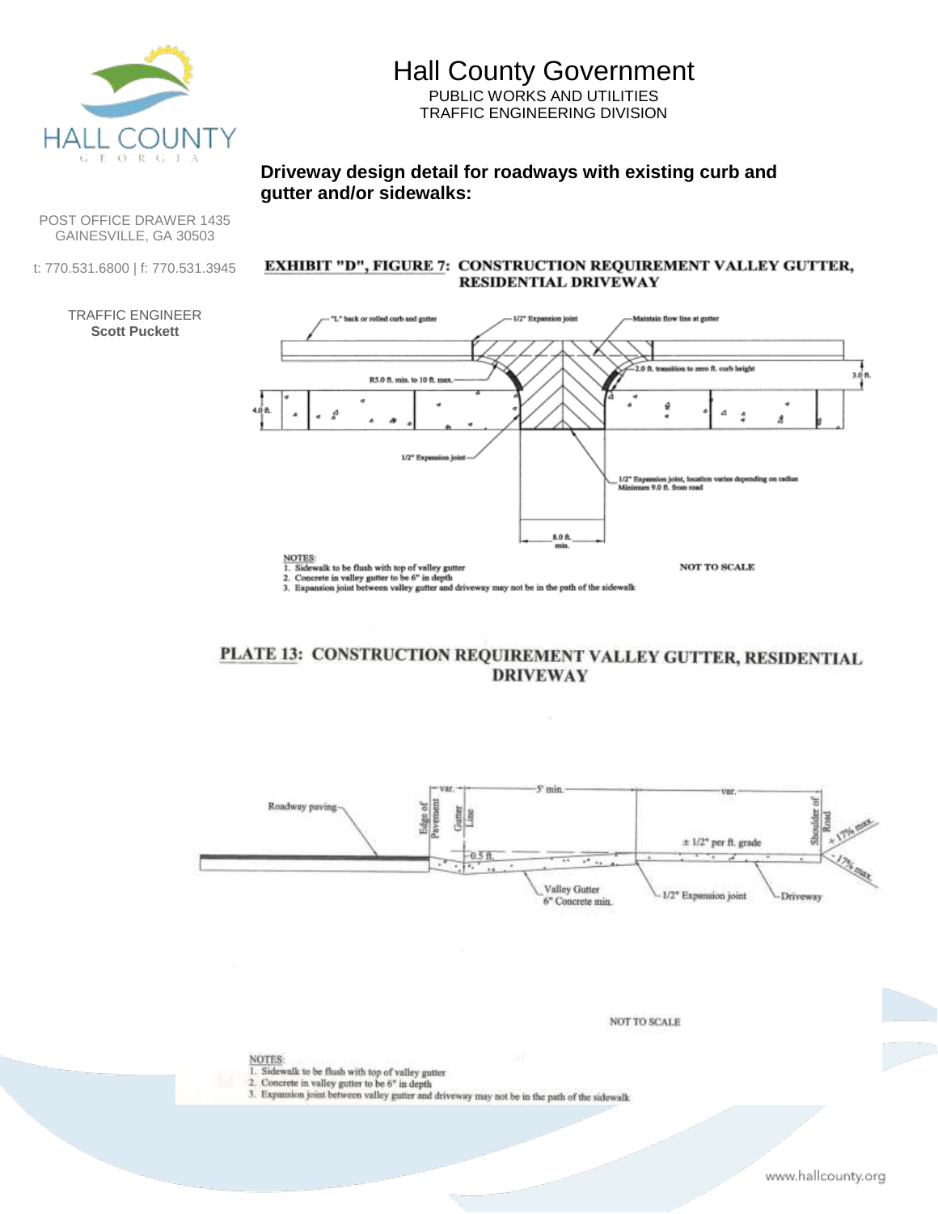# Hall County Government

PUBLIC WORKS AND UTILITIES
TRAFFIC ENGINEERING DIVISION

POST OFFICE DRAWER 1435
GAINESVILLE, GA 30503

t: 770.531.6800 | f: 770.531.3945

TRAFFIC ENGINEER
**Scott Puckett**

**Driveway design detail for roadways with existing curb and gutter and/or sidewalks:**

**EXHIBIT "D", FIGURE 7: CONSTRUCTION REQUIREMENT VALLEY GUTTER, RESIDENTIAL DRIVEWAY**

"L" back or rolled curb and gutter
1/2" Expansion joint
Maintain flow line at gutter
R5.0 ft. min. to 10 ft. max.
2.0 ft. transition to zero ft. curb height
3.0 ft.
4.0 ft.
1/2" Expansion joint
1/2" Expansion joint, location varies depending on radius Minimum 9.0 ft. from road
8.0 ft. min.

NOTES:
1. Sidewalk to be flush with top of valley gutter
2. Concrete in valley gutter to be 6" in depth
3. Expansion joint between valley gutter and driveway may not be in the path of the sidewalk

NOT TO SCALE

**PLATE 13: CONSTRUCTION REQUIREMENT VALLEY GUTTER, RESIDENTIAL DRIVEWAY**

Roadway paving
Edge of Pavement
Gutter Line
var.
5' min.
var.
Shoulder of Road
+ 17% max
- 17% max
± 1/2" per ft. grade
0.5 ft.
Valley Gutter 6" Concrete min.
1/2" Expansion joint
Driveway

NOT TO SCALE

NOTES:
1. Sidewalk to be flush with top of valley gutter
2. Concrete in valley gutter to be 6" in depth
3. Expansion joint between valley gutter and driveway may not be in the path of the sidewalk

www.hallcounty.org